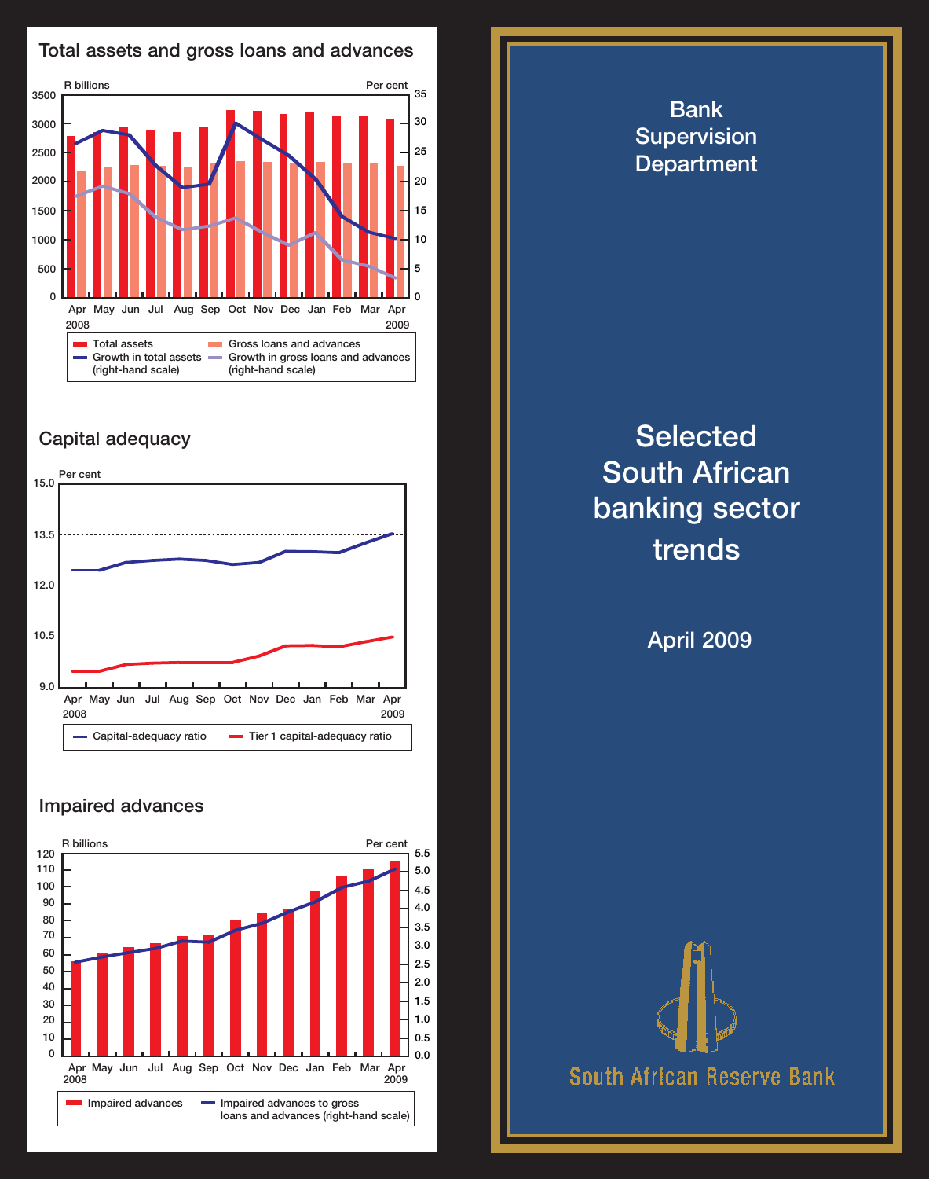## Total assets and gross loans and advances

R billions | Per cent

Apr 2008 – Apr 2009

- Total assets
- Gross loans and advances
- Growth in total assets (right-hand scale)
- Growth in gross loans and advances (right-hand scale)

## Capital adequacy

Per cent

Apr 2008 – Apr 2009

- Capital-adequacy ratio
- Tier 1 capital-adequacy ratio

## Impaired advances

R billions | Per cent

Apr 2008 – Apr 2009

- Impaired advances
- Impaired advances to gross loans and advances (right-hand scale)

Bank Supervision Department

# Selected South African banking sector trends

April 2009

South African Reserve Bank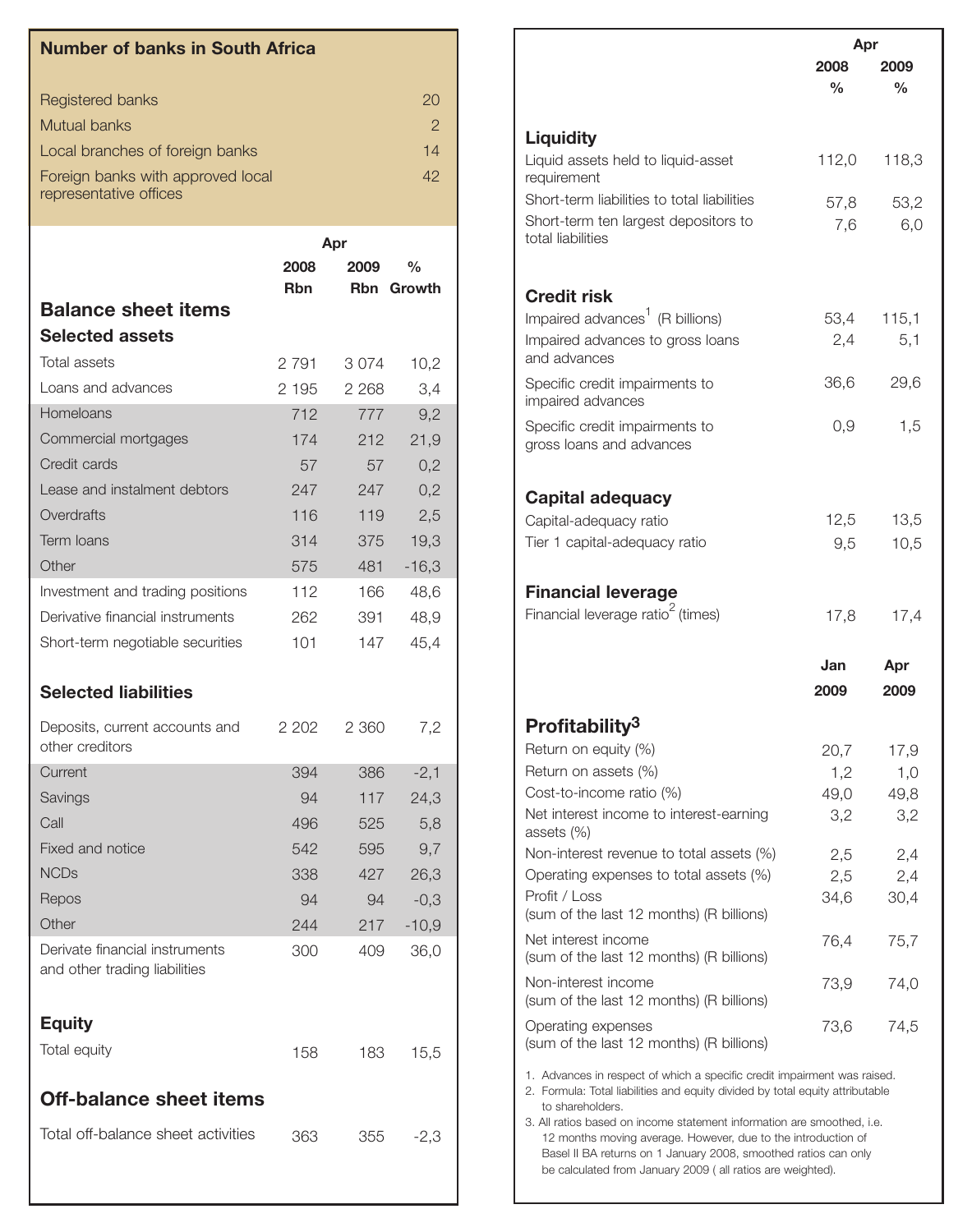## Number of banks in South Africa

| | |
|---|---|
| Registered banks | 20 |
| Mutual banks | 2 |
| Local branches of foreign banks | 14 |
| Foreign banks with approved local representative offices | 42 |

| | Apr | | |
|---|---|---|---|
| | 2008 Rbn | 2009 Rbn | % Growth |
| **Balance sheet items** | | | |
| **Selected assets** | | | |
| Total assets | 2 791 | 3 074 | 10,2 |
| Loans and advances | 2 195 | 2 268 | 3,4 |
| Homeloans | 712 | 777 | 9,2 |
| Commercial mortgages | 174 | 212 | 21,9 |
| Credit cards | 57 | 57 | 0,2 |
| Lease and instalment debtors | 247 | 247 | 0,2 |
| Overdrafts | 116 | 119 | 2,5 |
| Term loans | 314 | 375 | 19,3 |
| Other | 575 | 481 | -16,3 |
| Investment and trading positions | 112 | 166 | 48,6 |
| Derivative financial instruments | 262 | 391 | 48,9 |
| Short-term negotiable securities | 101 | 147 | 45,4 |
| **Selected liabilities** | | | |
| Deposits, current accounts and other creditors | 2 202 | 2 360 | 7,2 |
| Current | 394 | 386 | -2,1 |
| Savings | 94 | 117 | 24,3 |
| Call | 496 | 525 | 5,8 |
| Fixed and notice | 542 | 595 | 9,7 |
| NCDs | 338 | 427 | 26,3 |
| Repos | 94 | 94 | -0,3 |
| Other | 244 | 217 | -10,9 |
| Derivate financial instruments and other trading liabilities | 300 | 409 | 36,0 |
| **Equity** | | | |
| Total equity | 158 | 183 | 15,5 |
| **Off-balance sheet items** | | | |
| Total off-balance sheet activities | 363 | 355 | -2,3 |

| | Apr | |
|---|---|---|
| | 2008 % | 2009 % |
| **Liquidity** | | |
| Liquid assets held to liquid-asset requirement | 112,0 | 118,3 |
| Short-term liabilities to total liabilities | 57,8 | 53,2 |
| Short-term ten largest depositors to total liabilities | 7,6 | 6,0 |
| **Credit risk** | | |
| Impaired advances[1] (R billions) | 53,4 | 115,1 |
| Impaired advances to gross loans and advances | 2,4 | 5,1 |
| Specific credit impairments to impaired advances | 36,6 | 29,6 |
| Specific credit impairments to gross loans and advances | 0,9 | 1,5 |
| **Capital adequacy** | | |
| Capital-adequacy ratio | 12,5 | 13,5 |
| Tier 1 capital-adequacy ratio | 9,5 | 10,5 |
| **Financial leverage** | | |
| Financial leverage ratio[2] (times) | 17,8 | 17,4 |

| | Jan 2009 | Apr 2009 |
|---|---|---|
| **Profitability[3]** | | |
| Return on equity (%) | 20,7 | 17,9 |
| Return on assets (%) | 1,2 | 1,0 |
| Cost-to-income ratio (%) | 49,0 | 49,8 |
| Net interest income to interest-earning assets (%) | 3,2 | 3,2 |
| Non-interest revenue to total assets (%) | 2,5 | 2,4 |
| Operating expenses to total assets (%) | 2,5 | 2,4 |
| Profit / Loss (sum of the last 12 months) (R billions) | 34,6 | 30,4 |
| Net interest income (sum of the last 12 months) (R billions) | 76,4 | 75,7 |
| Non-interest income (sum of the last 12 months) (R billions) | 73,9 | 74,0 |
| Operating expenses (sum of the last 12 months) (R billions) | 73,6 | 74,5 |

1. Advances in respect of which a specific credit impairment was raised.
2. Formula: Total liabilities and equity divided by total equity attributable to shareholders.
3. All ratios based on income statement information are smoothed, i.e. 12 months moving average. However, due to the introduction of Basel II BA returns on 1 January 2008, smoothed ratios can only be calculated from January 2009 ( all ratios are weighted).